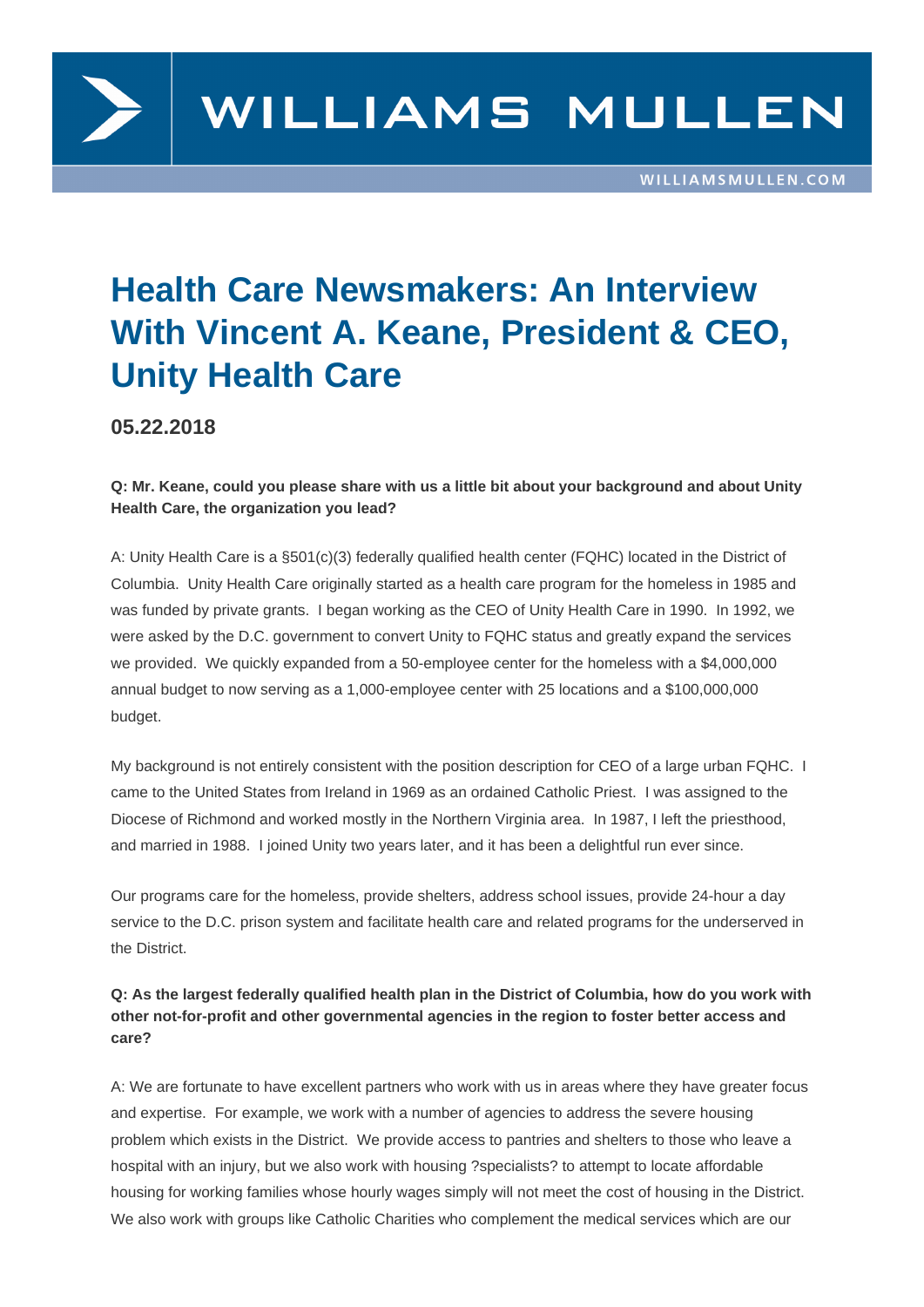# Health Care Newsmakers: An Interview With Vincent A. Keane, President & CEO, Unity Health Care

**05.22.2018**

**Q: Mr. Keane, could you please share with us a little bit about your background and about Unity Health Care, the organization you lead?**

A: Unity Health Care is a §501(c)(3) federally qualified health center (FQHC) located in the District of Columbia. Unity Health Care originally started as a health care program for the homeless in 1985 and was funded by private grants. I began working as the CEO of Unity Health Care in 1990. In 1992, we were asked by the D.C. government to convert Unity to FQHC status and greatly expand the services we provided. We quickly expanded from a 50-employee center for the homeless with a $4,000,000 annual budget to now serving as a 1,000-employee center with 25 locations and a $100,000,000 budget.

My background is not entirely consistent with the position description for CEO of a large urban FQHC. I came to the United States from Ireland in 1969 as an ordained Catholic Priest. I was assigned to the Diocese of Richmond and worked mostly in the Northern Virginia area. In 1987, I left the priesthood, and married in 1988. I joined Unity two years later, and it has been a delightful run ever since.

Our programs care for the homeless, provide shelters, address school issues, provide 24-hour a day service to the D.C. prison system and facilitate health care and related programs for the underserved in the District.

**Q: As the largest federally qualified health plan in the District of Columbia, how do you work with other not-for-profit and other governmental agencies in the region to foster better access and care?**

A: We are fortunate to have excellent partners who work with us in areas where they have greater focus and expertise. For example, we work with a number of agencies to address the severe housing problem which exists in the District. We provide access to pantries and shelters to those who leave a hospital with an injury, but we also work with housing ?specialists? to attempt to locate affordable housing for working families whose hourly wages simply will not meet the cost of housing in the District. We also work with groups like Catholic Charities who complement the medical services which are our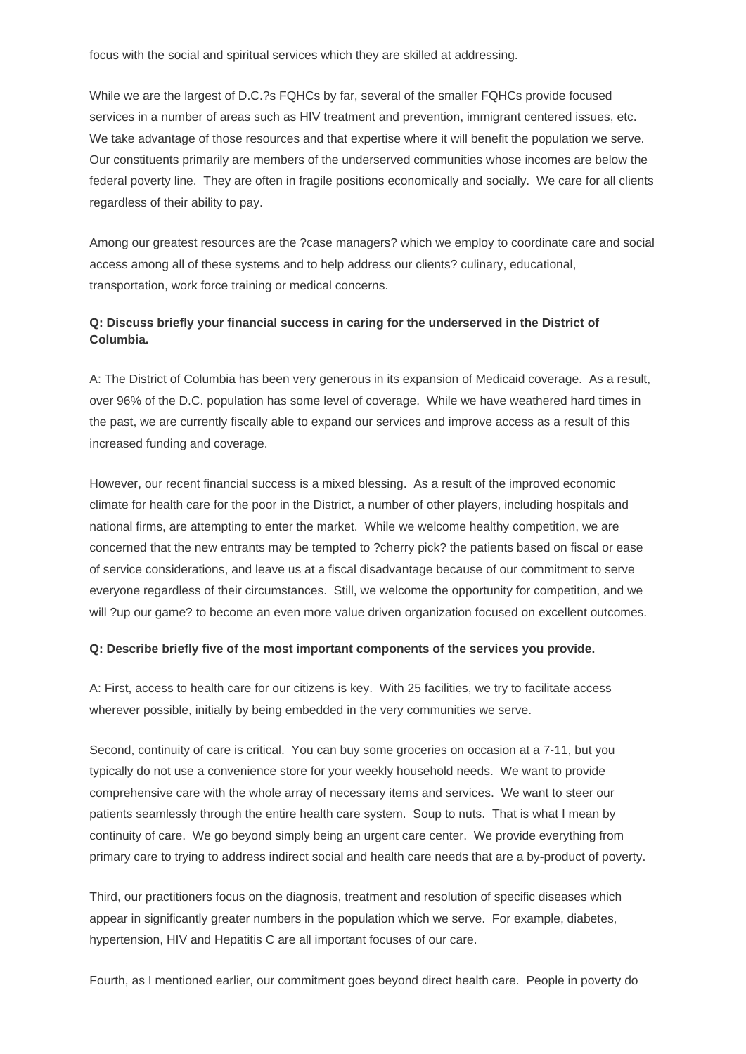focus with the social and spiritual services which they are skilled at addressing.

While we are the largest of D.C.?s FQHCs by far, several of the smaller FQHCs provide focused services in a number of areas such as HIV treatment and prevention, immigrant centered issues, etc. We take advantage of those resources and that expertise where it will benefit the population we serve. Our constituents primarily are members of the underserved communities whose incomes are below the federal poverty line. They are often in fragile positions economically and socially. We care for all clients regardless of their ability to pay.

Among our greatest resources are the ?case managers? which we employ to coordinate care and social access among all of these systems and to help address our clients? culinary, educational, transportation, work force training or medical concerns.

**Q: Discuss briefly your financial success in caring for the underserved in the District of Columbia.**

A: The District of Columbia has been very generous in its expansion of Medicaid coverage. As a result, over 96% of the D.C. population has some level of coverage. While we have weathered hard times in the past, we are currently fiscally able to expand our services and improve access as a result of this increased funding and coverage.

However, our recent financial success is a mixed blessing. As a result of the improved economic climate for health care for the poor in the District, a number of other players, including hospitals and national firms, are attempting to enter the market. While we welcome healthy competition, we are concerned that the new entrants may be tempted to ?cherry pick? the patients based on fiscal or ease of service considerations, and leave us at a fiscal disadvantage because of our commitment to serve everyone regardless of their circumstances. Still, we welcome the opportunity for competition, and we will ?up our game? to become an even more value driven organization focused on excellent outcomes.

**Q: Describe briefly five of the most important components of the services you provide.**

A: First, access to health care for our citizens is key. With 25 facilities, we try to facilitate access wherever possible, initially by being embedded in the very communities we serve.

Second, continuity of care is critical. You can buy some groceries on occasion at a 7-11, but you typically do not use a convenience store for your weekly household needs. We want to provide comprehensive care with the whole array of necessary items and services. We want to steer our patients seamlessly through the entire health care system. Soup to nuts. That is what I mean by continuity of care. We go beyond simply being an urgent care center. We provide everything from primary care to trying to address indirect social and health care needs that are a by-product of poverty.

Third, our practitioners focus on the diagnosis, treatment and resolution of specific diseases which appear in significantly greater numbers in the population which we serve. For example, diabetes, hypertension, HIV and Hepatitis C are all important focuses of our care.

Fourth, as I mentioned earlier, our commitment goes beyond direct health care. People in poverty do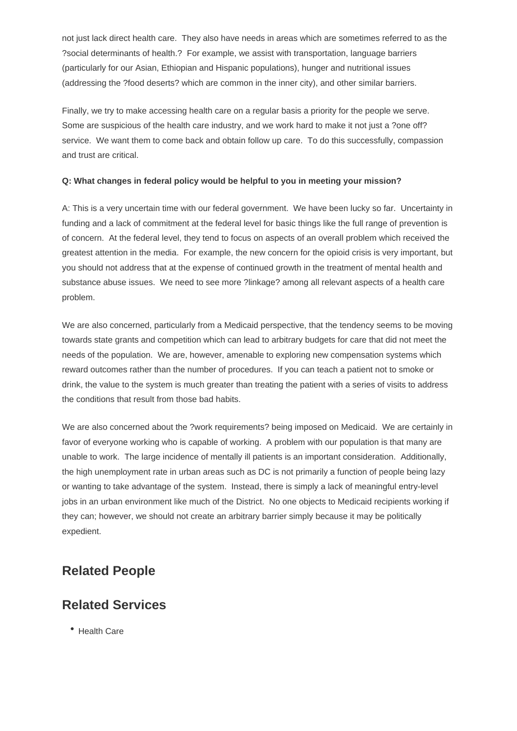not just lack direct health care. They also have needs in areas which are sometimes referred to as the ?social determinants of health.? For example, we assist with transportation, language barriers (particularly for our Asian, Ethiopian and Hispanic populations), hunger and nutritional issues (addressing the ?food deserts? which are common in the inner city), and other similar barriers.

Finally, we try to make accessing health care on a regular basis a priority for the people we serve. Some are suspicious of the health care industry, and we work hard to make it not just a ?one off? service. We want them to come back and obtain follow up care. To do this successfully, compassion and trust are critical.

**Q: What changes in federal policy would be helpful to you in meeting your mission?**

A: This is a very uncertain time with our federal government. We have been lucky so far. Uncertainty in funding and a lack of commitment at the federal level for basic things like the full range of prevention is of concern. At the federal level, they tend to focus on aspects of an overall problem which received the greatest attention in the media. For example, the new concern for the opioid crisis is very important, but you should not address that at the expense of continued growth in the treatment of mental health and substance abuse issues. We need to see more ?linkage? among all relevant aspects of a health care problem.

We are also concerned, particularly from a Medicaid perspective, that the tendency seems to be moving towards state grants and competition which can lead to arbitrary budgets for care that did not meet the needs of the population. We are, however, amenable to exploring new compensation systems which reward outcomes rather than the number of procedures. If you can teach a patient not to smoke or drink, the value to the system is much greater than treating the patient with a series of visits to address the conditions that result from those bad habits.

We are also concerned about the ?work requirements? being imposed on Medicaid. We are certainly in favor of everyone working who is capable of working. A problem with our population is that many are unable to work. The large incidence of mentally ill patients is an important consideration. Additionally, the high unemployment rate in urban areas such as DC is not primarily a function of people being lazy or wanting to take advantage of the system. Instead, there is simply a lack of meaningful entry-level jobs in an urban environment like much of the District. No one objects to Medicaid recipients working if they can; however, we should not create an arbitrary barrier simply because it may be politically expedient.

## Related People

## Related Services

- Health Care